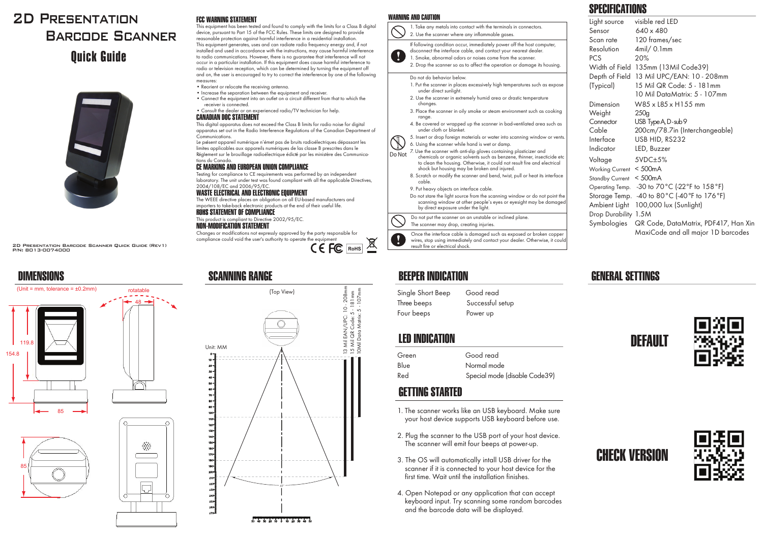# 2D Presentation Barcode Scanner

## Quick Guide

2D Presentation Barcode Scanner Quick Guide (Rev1)
P/N: 8013-0074000

## FCC WARNING STATEMENT

This equipment has been tested and found to comply with the limits for a Class B digital device, pursuant to Part 15 of the FCC Rules. These limits are designed to provide reasonable protection against harmful interference in a residential installation. This equipment generates, uses and can radiate radio frequency energy and, if not installed and used in accordance with the instructions, may cause harmful interference to radio communications. However, there is no guarantee that interference will not occur in a particular installation. If this equipment does cause harmful interference to radio or television reception, which can be determined by turning the equipment off and on, the user is encouraged to try to correct the interference by one of the following measures:

- Reorient or relocate the receiving antenna.
- Increase the separation between the equipment and receiver.
- Connect the equipment into an outlet on a circuit different from that to which the receiver is connected.
- Consult the dealer or an experienced radio/TV technician for help.

## CANADIAN DOC STATEMENT

This digital apparatus does not exceed the Class B limits for radio noise for digital apparatus set out in the Radio Interference Regulations of the Canadian Department of Communications.

Le présent appareil numérique n'émet pas de bruits radioélectriques dépassant les limites applicables aux appareils numériques de las classe B prescrites dans le Règlement sur le brouillage radioélectrique édicté par les ministère des Communications du Canada.

## CE MARKING AND EUROPEAN UNION COMPLIANCE

Testing for compliance to CE requirements was performed by an independent laboratory. The unit under test was found compliant with all the applicable Directives, 2004/108/EC and 2006/95/EC.

## WASTE ELECTRICAL AND ELECTRONIC EQUIPMENT

The WEEE directive places an obligation on all EU-based manufacturers and importers to take-back electronic products at the end of their useful life.

## ROHS STATEMENT OF COMPLIANCE

This product is compliant to Directive 2002/95/EC.

## NON-MODIFICATION STATEMENT

Changes or modifications not expressly approved by the party responsible for compliance could void the user's authority to operate the equipment

CE FC RoHS

## WARNING AND CAUTION

1. Take any metals into contact with the terminals in connectors.
2. Use the scanner where any inflammable gases.

If following condition occur, immediately power off the host computer, disconnect the interface cable, and contact your nearest dealer.

1. Smoke, abnormal odors or noises come from the scanner.
2. Drop the scanner so as to affect the operation or damage its housing.

Do not do behavior below.

1. Put the scanner in places excessively high temperatures such as expose under direct sunlight.
2. Use the scanner in extremely humid area or drastic temperature changes.
3. Place the scanner in oily smoke or steam environment such as cooking range.
4. Be covered or wrapped up the scanner in bad-ventilated area such as under cloth or blanket.
5. Insert or drop foreign materials or water into scanning window or vents.
6. Using the scanner while hand is wet or damp.
7. Use the scanner with anti-slip gloves containing plasticizer and chemicals or organic solvents such as benzene, thinner, insecticide etc to clean the housing. Otherwise, it could not result fire or electrical shock but housing may be broken and injured.
8. Scratch or modify the scanner and bend, twist, pull or heat its interface cable.
9. Put heavy objects on interface cable.

Do not stare the light source from the scanning window or do not point the scanning window at other people's eyes or eyesight may be damaged by direct exposure under the light.

Do Not

Do not put the scanner on an unstable or inclined plane. The scanner may drop, creating injuries.

Once the interface cable is damaged such as exposed or broken copper wires, stop using immediately and contact your dealer. Otherwise, it could result fire or electrical shock.

## SPECIFICATIONS

| | |
|---|---|
| Light source | visible red LED |
| Sensor | 640 x 480 |
| Scan rate | 120 frames/sec |
| Resolution | 4mil/ 0.1mm |
| PCS | 20% |
| Width of Field | 135mm (13Mil Code39) |
| Depth of Field (Typical) | 13 Mil UPC/EAN: 10 - 208mm<br>15 Mil QR Code: 5 - 181mm<br>10 Mil DataMatrix: 5 - 107mm |
| Dimension | W85 x L85 x H155 mm |
| Weight | 250g |
| Connector | USB Type A, D-sub 9 |
| Cable | 200cm/78.7in (Interchangeable) |
| Interface | USB HID, RS232 |
| Indicator | LED, Buzzer |
| Voltage | 5VDC±5% |
| Working Current | < 500mA |
| Standby Current | < 500mA |
| Operating Temp. | -30 to 70°C (-22°F to 158°F) |
| Storage Temp. | -40 to 80°C (-40°F to 176°F) |
| Ambient Light | 100,000 lux (Sunlight) |
| Drop Durability | 1.5M |
| Symbologies | QR Code, DataMatrix, PDF417, Han Xin MaxiCode and all major 1D barcodes |

## DIMENSIONS

(Unit = mm, tolerance = ±0.2mm)

rotatable, 48, 119.8, 154.8, 85, 85

## SCANNING RANGE

(Top View)

Unit: MM

13 Mil EAN/UPC: 10 - 208mm
15 Mil QR Code: 5 - 181mm
10Mil Data Matrix: 5 - 107mm

## BEEPER INDICATION

| | |
|---|---|
| Single Short Beep | Good read |
| Three beeps | Successful setup |
| Four beeps | Power up |

## LED INDICATION

| | |
|---|---|
| Green | Good read |
| Blue | Normal mode |
| Red | Special mode (disable Code39) |

## GETTING STARTED

1. The scanner works like an USB keyboard. Make sure your host device supports USB keyboard before use.
2. Plug the scanner to the USB port of your host device. The scanner will emit four beeps at power-up.
3. The OS will automatically intall USB driver for the scanner if it is connected to your host device for the first time. Wait until the installation finishes.
4. Open Notepad or any application that can accept keyboard input. Try scanning some random barcodes and the barcode data will be displayed.

## GENERAL SETTINGS

DEFAULT

CHECK VERSION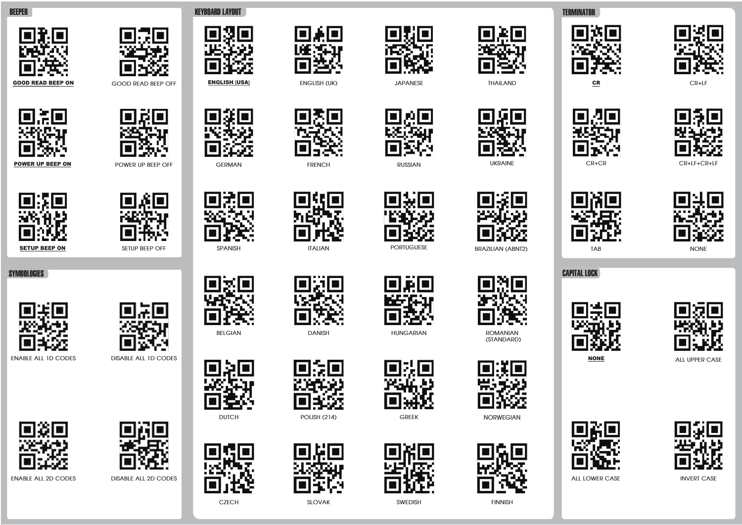## BEEPER

**GOOD READ BEEP ON**

GOOD READ BEEP OFF

**POWER UP BEEP ON**

POWER UP BEEP OFF

**SETUP BEEP ON**

SETUP BEEP OFF

## SYMBOLOGIES

ENABLE ALL 1D CODES

DISABLE ALL 1D CODES

ENABLE ALL 2D CODES

DISABLE ALL 2D CODES

## KEYBOARD LAYOUT

**ENGLISH (USA)**

ENGLISH (UK)

JAPANESE

THAILAND

GERMAN

FRENCH

RUSSIAN

UKRAINE

SPANISH

ITALIAN

PORTUGUESE

BRAZILIAN (ABNT2)

BELGIAN

DANISH

HUNGARIAN

ROMANIAN (STANDARD)

DUTCH

POLISH (214)

GREEK

NORWEGIAN

CZECH

SLOVAK

SWEDISH

FINNISH

## TERMINATOR

**CR**

CR+LF

CR+CR

CR+LF+CR+LF

TAB

NONE

## CAPITAL LOCK

**NONE**

ALL UPPER CASE

ALL LOWER CASE

INVERT CASE